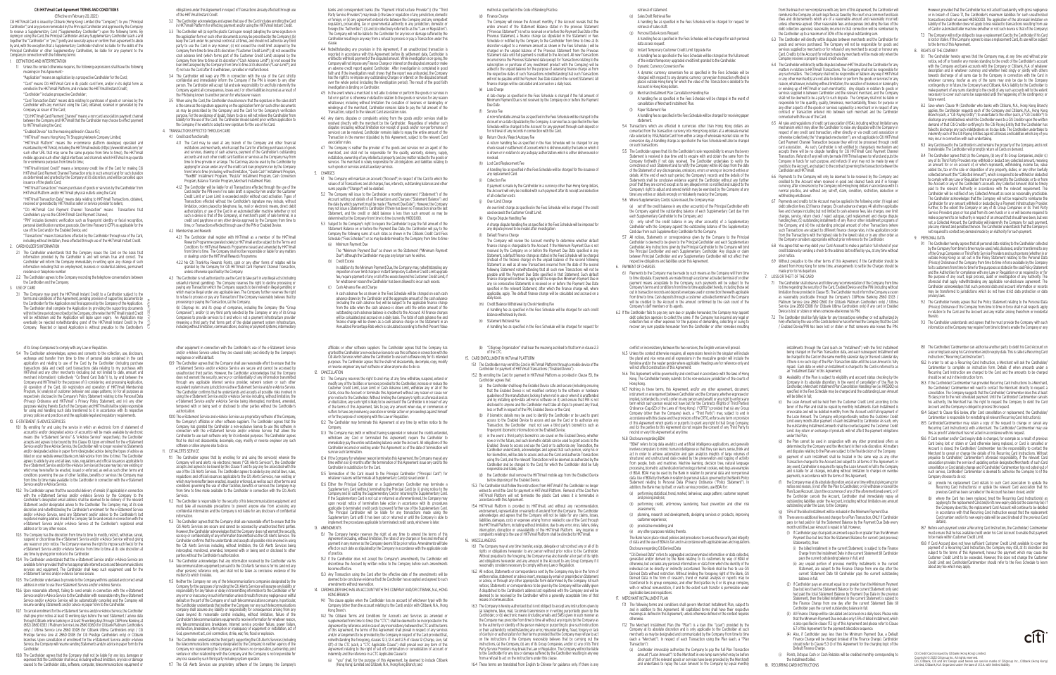# Citi HKTVmall Card Agreement TERMS AND CONDITIONS

(Effective on February 28, 2022)

Citi HKTVmall Card is issued by Citibank (Hong Kong) Limited (the "Company") to you ("Principal Cardholder") and any person nominated by the Principal Cardholder and approved by the Company to receive a Supplementary Card ("Supplementary Cardholder") upon the following terms. By signing or using the Card, the Principal Cardholder and any Supplementary Cardholder (each a "Cardholder" or "you") jointly and severally agree or confirm their agreement to abide by and, with the exception that a Supplementary Cardholder shall not be liable for the debts of the Principal Cardholder or other Supplementary Cardholders, be liable for any payment to the Company in connection with the following terms:

## 1. DEFINITIONS AND INTERPRETATION

1.1 Unless the context otherwise requires, the following expressions shall have the following meanings in this Agreement:

"Applicant" means an application by a prospective Cardholder for the Card;

"Card" means Citi HKTVmall Card in its plastic card form, and/or in its digital form as enrolled in the HKTVmall Platform, and includes the HKTVmall Instant Credit;

"Cardholder" includes prospective Cardholder;

"Card Transaction Data" means data relating to purchases of goods or services by the Cardholder with any Card and Card related, received or generated by the Company as issuer of the Card;

"Citi PAY Small Card Payment Channel" means a new card association payment channel between the Company and HKTVmall that the Cardholder may choose to effect payment to HKTVmall using the Card;

"Enabled Device" has the meaning defined in Clause 15.1;

"HKTVmall" means Hong Kong TV Shopping Network Company Limited;

"HKTVmall Platform" means the e-commerce platform developed, operated and maintained by HKTVmall, includes the HKTVmall website (https://www.hktvmall.com) (or such other URL that may serve the same purpose from time to time), the HKTVmall mobile app and such other digital interfaces and channels which HKTVmall may operate for e-commerce purposes from time to time;

"HKTVmall Instant Credit" means a temporary credit line of the Card for making Citi HKTVmall Card Payment Channel Transactions only, in such amount and for such duration as determined and granted by the Company at its discretion, and will be cancelled upon issuance of the plastic Card;

"HKTVmall Transactions" means purchases of goods or services by the Cardholder from HKTVmall Platform and/or HKTVmall physical outlets using the Card;

"HKTVmall Transaction Data" means data relating to HKTVmall Transactions, obtained, received or generated by HKTVmall as seller or service provider to sellers;

"Citi HKTVmall Card Payment Channel Transaction" means Transactions that Cardholders pay via the Citi HKTVmall Card Payment Channel;

"PIN" includes biometric verification such as fingerprint identify or facial recognition, personal identification numbers, passcodes, One-Time Password (OTP) as applicable for the use of the Card and/or the Enabled Device; and

"Transactions" means transactions effected by the Cardholder through use of the Card, including without limitation, those effected through use of the HKTVmall Instant Credit.

## 2. CARDHOLDER'S INFORMATION

2.1 The Cardholder understands that the Company issues the Card on the basis that information provided by the Cardholder is and will remain true and correct. The Cardholder will inform the Company immediately in writing upon any change of such information including that on employment, business or residential address, permanent residence or telephone number.

2.2 The Cardholder agrees to the Company recording the telephone conversations between the Cardholder and the Company.

## 3. USE OF CARD

3.1 The Company may grant the HKTVmall Instant Credit to a Cardholder subject to the terms and conditions of this Agreement, pending provision of supporting documents by the Cardholder for the Application and final approval by the Company of the Application. The Cardholder shall complete the Application by providing the supporting documents within the time period prescribed by the Company, otherwise the HKTVmall Instant Credit will be withdrawn and the Application will lapse upon expiry. An Application may eventually be rejected notwithstanding grant of the HKTVmall Instant Credit by the Company. Rejected or lapsed Application is without prejudice to the Cardholder's obligations under this Agreement in respect of Transactions already effected through use of the HKTVmall Instant Credit.

3.2 The Cardholder acknowledges and agrees that use of the Card includes enrolling the Card in HKTVmall Platform for effecting payment and/or using the HKTVmall Instant Credit.

3.3 The Cardholder will: (a) sign the plastic Card upon receipt (adopting the same signature in the application form or such other documents as may be prescribed by the Company); (b) keep the Card under his personal control at all times and should not authorise any third party to use the Card in any manner; (c) not exceed the credit limit assigned by the Company from time to time at its discretion ("Customer Credit Limit"); (d) not exceed the cash advance limit assigned by the Company from time to time at its discretion ("Cash Advance Limit"); (e) not exceed the loan limit assigned by the Company from time to time at its discretion ("Loan Limit"); and (f) not use the Card after it is withdrawn, cancelled or malfunctioned.

3.4 The Cardholder will keep any PIN in connection with the use of the Card strictly confidential and immediately inform the Company if the PIN is known to any other person. The Cardholder will accept full and sole responsibility for and fully indemnify the Company against all consequences, losses and / or other liabilities incurred as a result of the PIN being known to another person for whatsoever reason.

3.5 When using the Card, the Cardholder should ensure that the signature in the sales draft is the same as the signature appearing on the application form or such other documents as may be prescribed by the Company and the Card for the Company's verification purpose. For the avoidance of doubt, failure to do so will not relieve the Cardholder from liability for the use of the Card. The Cardholder should contact prior written application to the Company if he wants to adopt a new signature for the use of the Card.

## 4. TRANSACTIONS EFFECTED THROUGH CARD

4.1 Credit card functionality

4.1.1 The Card may be used at any branch of the Company and other financial institutions and machines which accept the Card for effecting purchases of goods and services, drawing of cash advances, payment of the Cardholder's outstanding account and such other credit card facilities or services as the Company may from time to time provide or arrange. The Card may also be used by the Cardholder as applied for a loan under any of the credit card loan programs run by the Company from time to time (including without limitation, "Quick Cash" Installment Program, "PowerFlex" Installment Program, "PayLite" Installment Program, Cash Conversion Program, Balance Transfer Program, Merchant Installment Plan).

4.1.2 The Cardholder will be liable for all Transactions effected through the use of the Card and/or the PIN even if the sales draft is signed by him and/or for Customer Credit Limit or Loan Limit is exceeded and/or without card activation. Types of Transactions effected without the Cardholder's signature may include, without limitation, orders placed by telephone, fax, mail or electronic means, direct debit authorization, or use of the Card in an automated teller machine (whether or not such a device is that of the Company), at a merchant's point of sale terminal, in a credit card program or any other device approved by the Company from time to time, or Transactions effected through use of the PIN or Enabled Device.

4.2 Membership and Rewards

4.2.1 The Cardholder shall register with HKTVmall as a member of the HKTVmall Reward Programme operated solely by HKTVmall and be subject to the Terms and Conditions for HKTVmall Rewards Programme issued and amended by HKTVmall from time to time. The Company shall not be responsible or liable for any matters or dealings under the HKTVmall Rewards Programme.

4.2.2 No Citi ThankYou Rewards Point, cash or any other forms of rebates will be granted by the Company for Citi HKTVmall Card Payment Channel Transactions, unless otherwise specified by the Company.

4.3 The Cardholder is not authorized to use the Card to take part in any illegal acts including unlawful internet gambling. The Company reserves the right to decline processing or paying any Transaction which the Company suspects to be involved in illegal gambling or which may be illegal under any applicable laws. The Company further reserves the right to refuse to process or pay any Transaction if the Company reasonably believes that by processing or paying the Transaction, (a) the Company

(b) Citigroup Inc. and its group of companies, including the Company (the "Group Companies"), and/or (c) any third party selected by the Company or any of its Group Companies to provide services to it and who is not a payment infrastructure provider (meaning a third party that forms part of the global payment systems infrastructure, including without limitation, communications, clearing or payment systems, intermediary banks and correspondent banks (the "Payment Infrastructure Provider") (the "Third Party Service Provider") may break (i) the law or regulation of any jurisdiction, domestic or foreign, or (ii) an agreement entered into between the Company and any competent regulatory, prosecuting, tax or governmental authority in any jurisdiction, domestic or foreign (the "Authorities") (i) and (ii) collectively referred to as the "Law or Regulation"). The Company will not be liable to the Cardholder for any loss or damage suffered by the Cardholder resulting in any way from a refusal to process or pay a Transaction under this clause.

4.4 Notwithstanding any provision in this Agreement, if an unauthorized transaction is reported in accordance with this Agreement before its settlement date, Cardholder is entitled to withhold payment of the disputed amount. While investigation is on-going, the Company will not impose any Finance Charge or interest on the disputed amount or make an adverse credit report against Cardholder. After investigation is completed in good faith and if the investigation result shows that the report was unfounded, the Company has the right to re-impose any outstanding charges or interest on the disputed amount over the whole period (including the investigation period). The result of the good faith investigation is binding on Cardholder.

4.5 In the event where a merchant is not able to deliver or perform the goods or services in full or in part or is otherwise in default in relation to the goods or services for any reason whatsoever, including without limitation the cessation of business or bankruptcy or winding-up of the merchant, Cardholder remains liable to pay the full amount of the Transaction, subject to the relevant Card association rules.

4.6 Any claims, disputes or complaints arising from the goods and/or services shall be resolved directly with the merchant by the Cardholder. Regardless of whether such disputes (including without limitation non-delivery of goods and/or nonperformance of services) can be resolved, Cardholder remains liable to repay the entire amount of the Transaction in the manner stipulated in this Agreement, subject to the relevant Card association rules.

4.7 The Company is neither the provider of the goods and services nor an agent of the merchant, and shall not be responsible for the quality, warranty, delivery, supply, installation, ownership or any intellectual property and any other matter related to the goods or services. The merchant is solely responsible for all obligations and liabilities relating to such goods or services and all ancillary services.

## 5. CHARGES

5.1 The Company will maintain an account ("Account") in respect of the Card to which the values of all Transactions and all charges, fees, interests, outstanding balances and other sums payable ("Charges") will be debited.

5.2 The Company will issue to the Cardholder a monthly statement ("Statement") of the Account setting out details of all Transactions and Charges ("Statement Balance") and the date by which payment must be made ("Payment Due Date"). However, the Company may not issue a Statement to Cardholder if there has been no Transaction since the last Statement, and the credit or debit balance is less than such amount as may be determined by the Company from time to time (currently HKD$100).

5.3 Subject to the Company's right to require the Cardholder to pay the full amount of the Statement Balance on or before the Payment Due Date, the Cardholder will pay to the Company the following sums at such rates as shown in the Citibank Credit Card Fees Schedule ("Fees Schedule") or as may be determined by the Company from time to time:

(a) Minimum Payment Due

The "Minimum Payment Due" as shown on the Statement ("Minimum Payment Due") although the Cardholder may pay any larger sum he wishes.

(b) Credit Excess

In addition to the Minimum Payment Due, the Company may, notwithstanding any imposition of over limit charge or interest on temporary Customer Credit Limit upgrade, at its discretion, require payment of any or all of the excess beyond his Customer Credit Limit, if for whatsoever reason the Cardholder has been allowed to incur such excess.

(c) Cash Advance Fee and Charge

A cash advance fee as shown in the Fees Schedule will be charged on each cash advance drawn by the Cardholder and the aggregate amount of the cash advance (including the cash advance fee) will be subject to the applicable finance charge from the date when the cash advance is drawn until the entire amount of the outstanding cash advance balance is credited to the Account. All finance charges on cash advance will be calculated and accrued on a daily basis. The total of cash advance fee and finance charge will be shown as a cash advance charge on the Statement as an Annualized Percentage Rate which is calculated according to the Net Present Value method as specified in the Code of Banking Practice.

(d) Finance Charge

The Company will review the Account monthly. If the Account reveals that the entire amount of the Statement Balance stated in the previous Statement ("Previous Statement") is not so received on or before the Payment Due Date of the Previous Statement, a finance charge (as stipulated in the Statement or Fees Schedule or notified by the Company to the Cardholder from time to time at its discretion subject to a minimum amount as shown in the Fees Schedule) will be charged for all Transactions dated from the Previous Statement Date until full payment is credited to the Account. All new Transactions incurred since the Previous Statement date (except for Transactions relating to the subscription or purchase of any investment product with the Company) will be added to the unpaid balance for the purpose of assessing finance charge on them from the respective dates of such Transactions notwithstanding that such finance charge will not be payable until the Payment Due Date stated in the current Statement. All finance charges will be calculated and accrued on a daily basis.

(e) Late Charge

A late charge as specified in the Fees Schedule is charged if the full amount of Minimum Payment Due is not received by the Company on or before the Payment Due Date.

(f) Service Fee

A non-refundable annual fee as specified in the Fees Schedule will be charged to the Account on a date stipulated by the Company. A service fee as specified in the Fees Schedule will be charged to the Account for any payment through cash deposit or for retrieval of any records in connection with the Card.

(g) Return Check / Reject Autopay Fee

A handling fee as specified in the Fees Schedule will be charged for any check issued in settlement of account which is dishonoured by the bank on which it is drawn or in relation to any autopay authorization which is either dishonoured or revoked.

(h) Lost Card Replacement Fee

A handling fee as specified in the Fees Schedule will be charged for the issuance of any replacement Card.

(i) Collection Fee

If payment is made by the Cardholder in a currency other than Hong Kong dollars, the Account will only be credited with such payment after its receipt and deduction of all collection costs.

(j) Over Limit Charge

An over limit charge as specified in the Fees Schedule will be charged if the credit used exceeds the Customer Credit Limit.

(k) Charge Dispute Handling Fee

A charge dispute handling fee as specified in the Fees Schedule will be imposed for any dispute proved to be invalid after investigation.

(l) Default Finance Charge

The Company will review the Account monthly to determine whether default finance charge is chargeable to the Account. If the Minimum Payment Due is not received by the Company on or before the Payment Due Date specified in any Statement, a default finance charge as stated in the Fees Schedule will be charged (instead of the finance charge) on the unpaid balance of the second following Statement and as well as all new Transactions incurred from the date of the second following Statement notwithstanding that all such new Transactions will not be payable until the Payment Due Date specified in that Statement. Such default finance charge will continue to apply until the respective Minimum Payment Due in any six consecutive Statements is received on or before the Payment Due Date specified in the relevant Statement, after which the finance charge will, where applicable, apply. The default finance charge will be calculated and accrued on a daily basis.

(m) Credit Balance Withdrawal by Check Handling Fee

A handling fee as specified in the Fees Schedule will be charged for each credit balance withdrawal by check.

(n) Statement Retrieval Fee

A handling fee as specified in the Fees Schedule will be charged for retrieval of statement.

(o) Sales Draft Retrieval Fee

A handling fee as specified in the Fees Schedule will be charged for request for retrieval of sales draft.

(p) Personal Data Access Request

A handling fee as specified in the Fees Schedule will be charged for each personal data access request.

(q) Instant Temporary Customer Credit Limit Upgrade Fee

A handling fee as specified in the Fees Schedule will be charged on the full amount of the instant temporary upgraded credit limit granted to the Cardholder.

(r) Dynamic Currency Conversion Fee

A dynamic currency conversion fee as specified in the Fees Schedule will be charged with respect to any dynamic currency conversion transaction effected in places outside Hong Kong for which the value of the Transaction is debited to the Account in Hong Kong dollars.

(s) Merchant Installment Plan Cancellation Handling Fee

A handling fee as specified in the Fees Schedule will be charged in the event of cancellation of Merchant Installment Plan.

(t) Paper Statement Fee

A handling fee as specified in the Fees Schedule will be charged for receiving paper statement.

5.4 Transactions which are effected in currencies other than Hong Kong dollars are converted from the transaction currency into Hong Kong dollars at a wholesale market rate selected by VISA/MasterCard from within a range of wholesale market rates on the conversion day. A handling charge as specified in the Fees Schedule will also be charged on such transactions.

5.5 The Cardholder agrees that it is the Cardholder's sole responsibility to ensure that every Statement is received in due time and to enquire with and obtain the same from the Company forthwith if not duly received. The Cardholder undertakes to verify the correctness of each Statement and notify the Company within 60 days from the date of the Statement of any discrepancies, omissions, errors or wrong or incorrect entries or details. At the end of each such period, the Company's records and the details of the Statements shall be conclusive evidence against the Cardholder without any further proof that they are correct except as to any alleged errors so notified and subject to the Company's right to adjust and amend (which may be exercised by the Company at any time) any entries or details wrongly entered or included by the Company.

5.6 Where Supplementary Card(s) is/are issued, the Company may:

(a) set-off the credit balance in any other account(s) of the Principal Cardholder with the Company against the outstanding balance of such Supplementary Card due from such Supplementary Cardholder to the Company; and

(b) only set-off the credit balance in any other account(s) of a Supplementary Cardholder with the Company against the outstanding balance of the Supplementary Card due from such Supplementary Cardholder to the Company.

5.7 All notices, Statements or correspondences given by the Company to the Principal Cardholder is deemed to be given to the Principal Cardholder and each Supplementary Cardholder. Any instructions given by the Principal Cardholder to the Company will bind the Principal Cardholder and each Supplementary Cardholder. Any dispute or claim between Principal Cardholder and any Supplementary Cardholder will not affect their respective obligations and liabilities under this Agreement.

## 6. PAYMENT OF CHARGES

6.1 Payments to the Company may be made by such means as the Company will from time to time stipulate. If payments are made through a customer activated terminal or of other payment means acceptable to the Company, such payments will be subject to the Company's terms and conditions from time to time applicable thereto, including those set out in transaction records and deposit envelopes used in connection therewith applicable from time to time. Cash deposits through a customer activated terminal of the Company will be credited to the Account in the amount confirmed by the cash count of the Company's staff from time to time as specified.

6.2 If the Cardholder fails to pay any sum due or payable hereunder, the Company may appoint debt collection agencies to collect the same. If the Company has incurred any legal or collection fees or other expenses for the purpose of demanding, collecting or suing to recover any sum payable hereunder from the Cardholder or other remedies resulting from the breach or non-compliance with any term of this Agreement, the Cardholder will reimburse the Company all such legal fees as taxed by the court on a common fund basis and other disbursements and on a reasonable amount and reasonably incurred under the circumstances, the legal costs/legal expenses (including the fees of the debt collection agencies) reasonably incurred by the Company will be reimbursed by the Cardholder up to a maximum of 30% of the original outstanding sum.

6.3 The Cardholder will directly settle disputes between merchants and the Cardholder for goods and services purchased. The Company will not be responsible for goods and services supplied by merchants or for refusal of any merchant to accept or honour any Card. Credits to the Account for refunds made by merchants will be made only when the Company receives a properly issued credit voucher.

6.4 The Cardholder will directly settle disputes between HKTVmall and the Cardholder for any matters in relation to HKTVmall Transactions. The Company shall not be responsible for any such matters. The Company shall not be responsible or liable in any way if HKTVmall or any other merchants are not able to deliver or perform the goods or services for any reason whatsoever, including without limitation, the cessation of business or bankruptcy or winding-up of HKTVmall or such merchants. Any dispute in relation to goods or services supplied is between Cardholder and the relevant merchant, and the Company shall not be deemed to be a party to such dispute. The Company shall not be liable or responsible for the quantity, quality, timeliness, merchantability, fitness for purpose or any other aspects of the goods or services supplied by a merchant or in respect of any contract or transaction entered into between such merchant and the Cardholder connected with the use of the Card.

6.5 All rules and regulations of credit card associations (VISA), including without limitation any mechanism which may allow the Cardholder to raise any disputes with the Company in respect of any credit card transaction, either directly or via credit card association or otherwise (collectively the "charge back mechanism"), are not applicable to Citi HKTVmall Card Payment Channel Transaction because they will not be processed through credit card associations. As such, Cardholder is not entitled to chargeback mechanism and accepts there will be no dispute handling for Citi HKTVmall Card Payment Channel Transaction. HKTVmall (if any) will only handle HKTVmall Transaction refund and pay the Company in funds for such purpose, and refunds (if any) may not be made by way of credit to the Account, and subject to the contract governing the transaction between the Cardholder and HKTVmall.

6.6 Payments to the Company will only be deemed to be received by the Company and credited to the Account when received in good and cleared funds and if in foreign currency, after conversion by the Company into Hong Kong dollars in accordance with its normal practice, and without any set-off, claim, condition, restriction, deduction or withholding whatsoever.

6.7 Payments and credits to the Account may be applied in the following order: (i) legal and debt collection fees; (ii) finance charges; (iii) cash advance charges; (iv) all other applicable fees and charges including but not limited to cash advance fees, late charges, over limit charges, service return check / reject autopay, card replacement and charge dispute handling fees; (5) outstanding installments of any Plan or other installment programs of the Company; and (6) the outstanding principal amount of other Transactions (where such Transactions are subject to different finance charge rates, in the application order from the Transactions with the highest rate to the lowest rate), or in any other order as the Company considers appropriate without prior reference to the Cardholder.

6.8 You agree that we may debit your Card Account to make a partial or full refund of your credit balance by sending a check to the address last notified by you, at any time without prior notice.

6.9 Without prejudice to the other terms of this Agreement, if the Cardholder should be absent from Hong Kong for some time, arrangements to settle the Charges should be made prior to his departure.

## 7. LOSS OR THEFT OF THE CARD

7.1 The Cardholder shall exercise all reasonable precautions to prevent the Card from being lost or stolen. The Cardholder will immediately notify the Company by telephone at (852) 2860 0333 (for Citibank Prestige Credit Cards), (852) 2860 0338 (for Citibank Platinum Cardholders only) / Ultima Service Line 2860 0338 (for Citibank Ultima Cardholders only) if any card or Enabled Device is lost or stolen or that someone else knows the PIN.

7.2 The Cardholder shall be fully liable for any transactions whether or not authorised by him effected by the use of the Card before the Company has been notified that the Card / Enabled Device/PIN has been lost or stolen or that someone else knows the PIN

of its Group Companies to comply with any Law or Regulation.

9.4 The Cardholder acknowledges, agrees and consents to the collection, use, disclosure, exchange and transfer from time to time of personal data contained in the card application and relating to use of the Card by the Cardholder (including purchase transactions data and credit card transactions data relating to any purchases with HKTVmall and any other merchants) (including but not limited to data, amount and merchant information) (collectively "Cardholder Data") to, by and between the Company and HKTVmall for the purposes of (i) conducting and processing Application, (ii) operation of the Card, (iii) registration and operation of HKTVmall Membership Program, (iv) analysis of customer behavior and usage patterns, (v) for all purposes as respectively disclosed in the Company's Policy Statement relating to the Personal Data (Privacy) Ordinance ("Company's Privacy Policy Statement") and (vi) any other purposes notified from time to time, and (vii) for any other purposes notified from time to time, and handling such data transferred to it in accordance with its respective privacy policies and practices and the applicable legal and regulatory requirements.

## 10. eSTATEMENT/eADVICE SERVICES

10.1 By enrolling for and using the service in which an electronic form of statement of account(s) and/or designated advice of account(s) will be made available by electronic means (the "e-Statement Service" & "e-Advice Service" respectively), the Cardholder accepts and agrees to be bound by the Clause 10. Upon enrolment for the e-Statement Service and/or the e-Advice Service, the Cardholder will no longer receive his Statements and/or designated advice in paper form (designated advice being the types of advice as listed on www.citibank.com.hk/eadvice from time to time). The Cardholder also agrees to abide by any and all laws, rules, regulations and official issuances applicable to the e-Statement Service and/or the e-Advice Service (as the case may be), now existing or which may hereinafter be enacted, issued or enforced, as well as such other terms and conditions governing the use of other facilities, benefits or services the Company may from time to time make available to the Cardholder in connection with the e-Statement Service and/or e-Advice Service.

10.2 The Cardholder agrees that the successful delivery of emails (if applicable in connection with the e-Statement Service and/or e-Advice Service by the Company to the Cardholder's designated email address shall be deemed to be delivery of the relevant Statement and/or designated advice to the Cardholder. The Company may, at its sole discretion and notwithstanding the Cardholder's enrolment for the e-Statement Service and/or e-Advice Service, send any Statement and/or advice to the Cardholder's last registered mailing address should the Company fail to send emails in connection with the e-Statement Service and/or e-Advice Service to the Cardholder's registered email address or for any other reason.

10.3 The Company has the discretion from time to time to modify, restrict, withdraw, cancel, suspend or discontinue the e-Statement Service and/or e-Advice Service without giving any reason or prior notice. The Company reserves the right to impose such fee(s) for the e-Statement Service and/or e-Advice Service from time to time at its sole discretion at any time by giving prior notice to the Cardholder.

10.4 The Cardholder understands that the e-Statement Service and/or e-Advice Service are available to him provided that he has appropriate internet access and telecommunications services and equipment. The Cardholder shall keep such equipment used for the e-Statement Service and/or e-Advice Service secure.

10.5 The Cardholder undertakes to provide the Company with his updated and correct email address in order to use the e-Statement Service and/or e-Advice Service.

10.6 Upon reasonable attempt, failing to send emails in connection with the e-Statement Service and/or e-Advice Service to the Cardholder with reasonable retry, the e-Statement Service and/or e-Advice Service will be automatically cancelled and the Company will resume sending Statements and/or advice in paper form to the Cardholder.

10.7 To cancel enrolment for the e-Statement Service and/or e-Advice Service, the Cardholder shall give prior notice at least 10 working days before the next Statement / advice date through Citibank online banking or Ultra/CitiPhone Banking (852) 2860 0333 / Platinum Service Line 2860 0360 (for Citibank Platinum Cardholders only) / Ultima Service Line 2860 0338 (for Citibank Ultima Cardholders only) / Citi Prestige Service Line at 2860 0338 (for Citi Prestige Cardholders only) or Citibank branches. Upon cancellation of enrolment for the e-Statement Service and/or e-Advice Service, the Company will resume sending Statements and/or advice in paper form to the Cardholder.

10.8 The Cardholder agrees that the Company shall not be liable for any loss, damages or expenses that the Cardholder shall incur, including without limitation, errors or damage caused to the Cardholder data, software, computer, telecommunications equipment or other equipment in connection with the Cardholder's use of the e-Statement Service and/or e-Advice Service unless they are caused solely and directly by the Company's negligence or willful default.

10.9 The Cardholder agrees that the Company shall use reasonable effort to ensure that the e-Statement Service and/or e-Advice Service are secure and cannot be accessed by unauthorized third parties. However, the Cardholder acknowledges that the Company does not warrant the security, secrecy or confidentiality of any information transmitted through any applicable internet service provider, network system or such other equivalent system in any jurisdiction via the e-Statement Service and/or e-Advice Service. The Cardholder confirms that he understands and accepts all possible risks involved in using the e-Statement Service and/or e-Advice Service including, without limitation, the e-Statement Service and/or e-Advice Service being intercepted, monitored, amended, tampered with or being sent or disclosed to other parties without the Cardholder's authorization.

10.10 The e-Statement Service and e-Advice Service are proprietary software of the Company. The Company's affiliates or other software suppliers. The Cardholder agrees that the Company has granted the Cardholder a non-exclusive license to use this software in connection with the e-Statement Service and/or e-Advice Service and that the Cardholder is to use such software only for its intended purposes. The Cardholder agrees that he shall not disassemble, decompile, copy, modify or reverse engineer any such software or allow anyone else to do so.

## 11. CITI ALERTS SERVICE

11.1 The Cardholder agrees that by enrolling for and using the services(s) wherein the Company will send alerts via electronic means ("Citi Alerts Service"), the Cardholder accepts and agrees to be bound by this Clause 11 and to pay any fee associated with the use of the Citi Alerts Service. The Cardholder agrees to abide by any and all laws, rules, regulations and official issuances applicable to the Citi Alerts Service, now existing or which may hereinafter be enacted, issued or enforced, as well as such other terms and conditions governing the use of other facilities, benefits or services the Company may from time to time make available to the Cardholder in connection with the Citi Alerts Service.

11.2 The Cardholder is responsible for the security of his telecommunications equipment and must take all reasonable precautions to prevent anyone else from accessing any confidential information and the Company is not liable for any disclosure of confidential information.

11.3 The Cardholder agrees that the Company shall use reasonable effort to ensure that the Citi Alerts Services are secure and cannot be accessed by unauthorized third parties. However, the Cardholder acknowledges that the Company does not warrant the security, secrecy or confidentiality of any information transmitted via the Citi Alerts Service. The Cardholder confirms that he understands and accepts all possible risks involved in using the Citi Alerts Service including, without limitation, the Citi Alerts Service being intercepted, monitored, amended, tampered with or being sent or disclosed to other parties without the Cardholder's authorization.

11.4 The Cardholder acknowledges that any information received by the Cardholder via his telecommunication equipment pursuant to the Citi Alerts Services is for his (and not any other persons) reference only and shall not be taken as conclusive evidence of the matters to which it relates.

11.5 Neither the Company nor any of the telecommunications companies designated by the Company for the purposes of providing the Citi Alerts Services will assume any liability or responsibility for any failure or delay in transmitting information to the Cardholder or for any error or inaccuracy in such information unless it results from any negligence or willful default on the part of the Company or of such telecommunications companies. In particular, the Cardholder understands that neither the Company nor any of such telecommunications companies shall assume any liability or responsibility for consequences arising from any cause beyond its reasonable control including, without limitation, failure of the Cardholder's telecommunication equipment to receive information for whatever reason, any telecommunications breakdown, internet service provider failure, power failure, malfunction, breakdown, interruption or inadequacy of equipment or installation, act of God, government act, civil commotion, strike, war, fire, flood or explosion.

11.6 The Cardholder understands that the third party supporting the Citi Alerts Services (including the telecommunications company designated by the Company) is neither agency of the Company nor representing the Company, and there is no co-operation, partnership, joint venture or other relationship with the Company and the Company is not responsible for any loss caused by such third party including any system operator.

11.7 The Citi Alerts Services use proprietary software of the Company, the Company's affiliates or other software suppliers. The Cardholder agrees that the Company has granted the Cardholder a non-exclusive licence to use this software in connection with the Citi Alerts Services which allow the Cardholder to use such software only for its intended purposes. The Cardholder agrees that he shall not disassemble, decompile, copy, modify or reverse engineer any such software or allow anyone else to do so.

## 12. CANCELLATION

12.1 The Company reserves the right to and may at any time withdraw, suspend, extend or modify any of its facilities or services provided to the Cardholder, increase or reduce the Customer Credit Limit, Loan Limit or Cash Advance Limit, withdraw any or all of the Cards, close the Account or terminate this Agreement without any reason or cause or prior notice to the Cardholder. Without limiting the Company's rights as aforesaid and as are stipulated, any such rights will likely to be exercised if the Cardholder is in breach of any of the terms of this Agreement, fails to pay any amount when due, or commences or suffers to have any insolvency, execution or similar action or proceedings against himself or for the purpose of complying with the Law or Regulation.

12.2 The Cardholder may terminate this Agreement at any time by written notice to the Company.

12.3 The Company may (with or without having suspended or reduced the credits extended, withdrawn any Card or terminated this Agreement) require the Cardholder to immediately pay the entire outstanding balance under the Account. All obligations of the Cardholder incurred or existing under this Agreement as of the date of termination will survive such termination.

12.4 If the Company for whatever reason terminates this Agreement, the Company may at any time within six (6) months after the termination of this Agreement issue any Card to the Cardholder in substitution for the Card.

12.5 Termination of the Card issued to the Principal Cardholder ("Principal Card") for whatever reason will terminate all Supplementary Card(s) issued under it.

12.6 Either the Principal Cardholder or a Supplementary Cardholder may terminate a Supplementary Card without terminating the Principal Card by (i) giving notice to the Company and (ii) cutting the Supplementary Card or returning the Supplementary Card to the Company. The Principal Cardholder will remain liable for the Supplementary Card until it has been cut or returned or until the Company has taken steps to implement the procedures applicable to terminated credit cards, whichever is later.

## 13. AMENDMENTS

13.1 The Company hereby reserves the right at any time to amend the terms of this Agreement including, without limitation, the rates of any charges or fees and method of payment in any manner as the Company deems fit or prescribes. Amendments will take effect on such date as stipulated by the Company in accordance with the applicable code of practice.

13.2 If the Cardholder does not accept the Company's amendments, the Cardholder will discontinue the Account by written notice to the Company before such amendments become effective.

13.3 Any Transaction using the Card after the effective date of the amendments will be deemed to be conclusive evidence that the Cardholder has accepted and agreed to such amendments without reservation.

## 14. CARDHOLDERS HAVING AN ACCOUNT WITH THE COMPANY AND/OR CITIBANK, N.A., HONG KONG BRANCH

14.1 This clause applies where the Cardholder has an account (of whichever type) with the Company (other than the account relating to the Card) and/or with Citibank, N.A., Hong Kong Branch.

14.2 The Citibank Terms and Conditions for Accounts and Services (as amended or supplemented from time to time) (the "CTC") shall be deemed to be incorporated in this Agreement by reference and in case of any inconsistency between the CTC and the terms of this Agreement, the terms of this Agreement shall prevail in respect of any services and/or arrangements for the purposes of or in connection with this Agreement and/or in respect of the Card provided that notwithstanding the foregoing, clauses 12.3 & 4 and 25 of clause 12 Charges, Lien, Set Off of the CTC, such a "CTC Applicable Clause") shall prevail over any term of this Agreement relating to the right of set off, combination or consolidation of account(s) or indemnity and the references in a CTC Applicable Clause to:

(a) "you" shall, for the purpose of this Agreement, be deemed to include Citibank (Hong Kong) Limited, Citibank, N.A., Hong Kong Branch; and

(b) "Citigroup Organisation" shall bear the meaning ascribed to that term in clause 2.3 of the CTC.

## 15. CARD ENROLMENT IN HKTVmall PLATFORM

15.1 The Cardholder may enrol the Card in HKTVmall Platform through a mobile device of the Cardholder for payment of HKTVmall Transactions ("Enabled Device").

15.2 By enrolling the Card for payment in HKTVmall Platform as provided in Clause 15.1, the Cardholder agrees that:

(a) the Cardholder shall keep the Enabled Device safe and secure (including ensuring that the Enabled Device is not modified contrary to the software or hardware guidelines of the manufacturer, locking it when not in use or when it is unattended and by installing up-to-date anti-virus software on it) and ensure that PIN is not disclosed to anyone and the Cardholder must take all steps to prevent any fraud, loss or theft in respect of the PIN and Enabled Device of the Card;

(b) if biometric details may be used to identify the Cardholder or be used to grant access to the Enabled Device to execute any use of the Card or to authorise any Transaction, the Cardholder must not save a third party's biometric such as fingerprint (biometric information) on the Enabled Device;

(c) in the event a third party's biometrics are saved on the Enabled Device, whether now or in the future, and such biometric details are be used to grant access to the Enabled Device to access and use the Card or to authorize any Transaction, the Cardholder understands, acknowledges and agrees that such person, using his or her biometrics, will be able to access and use the Card and authorise Transactions using the Card and the relevant Transactions will be deemed as authorised by the Cardholder using the Card for which the Cardholder shall be fully responsible and liable; and

(d) the Cardholder shall remove the HKTVmall mobile app from the Enabled Device before disposing of the Enabled Device.

15.3 The Cardholder shall follow the instructions from HKTVmall if the Cardholder no longer wishes to enrol the Card for payment in HKTVmall Platform. Removal of the Card from HKTVmall Platform will not terminate the plastic Card unless it is terminated in accordance with this Agreement.

15.4 HKTVmall Platform is provided by HKTVmall, and without any recommendation, endorsement, representation or warranty of any kind from the Company. The Cardholder acknowledges and agrees that the Company will not be liable for any claims, losses, liabilities, damages, costs or expenses arising from or related to the use of the Card through the HKTVmall Platform, including without limitation, due to any error, virus, failure, delay, interruption, disruption or unavailability of the HKTVmall Platform. Any enquiries or complaints relating to the use of HKTVmall Platform shall be directed to HKTVmall.

## 16. MISCELLANEOUS

16.1 The Company may at any time transfer, assign, delegate or sub-contract any or all of its rights or obligations hereunder to any person without prior notice to the Cardholder. Without prejudice to the foregoing, the Company may also transfer all or part of its rights and obligations hereunder and any amount in the Account to any Group Company if it reasonably considers necessary to comply with any Law or Regulation.

16.2 All notices, Statements or correspondences sent by the Company may be in the form of written notice, statement or advice insert, message by email or prepaid and in statement or advice, or through any other appropriate form determined by the Company. All such notices, Statements or correspondences given by the Company will be validly given if dispatched to the Cardholder's address last registered with the Company and will be deemed to be received by the Cardholder within a generally acceptable time of that means of communication.

16.3 The Company is hereby authorised (but is not obliged) to accept any instructions given by (a) telephone, telex, mail, facsimile transmission or in writing purportedly given by the Cardholder; or (b) electronic means (including emails and SMS) given in such manner as the Company may prescribe from time to time without any enquiry by the Company as to the authority or identity of the person making or purporting to give such instruction or their authenticity notwithstanding any error, misunderstanding, fraud, forgery or lack of clarity in or authorization for their terms provided that the Company may refuse to act on the instructions if the Company reasonably believes that by carrying out the instructions, (a) the Company, (b) any of its Group Companies, and/or (c) any of its Third Party Service Providers may breach any Law or Regulation. The Company will not be liable to the Cardholder for any loss or damage suffered by the Cardholder resulting in any way from a refusal to act on the instructions under this clause.

16.4 These terms are translated from English to Chinese for guidance only. If there is any conflict or inconsistency between the two versions, the English version will prevail.

16.5 Unless the context otherwise requires, expressions herein in the singular will include the plural and vice versa and all expressions in the masculine gender will include the feminine and the neuter gender where applicable. Headings are for reference only and will not affect construction of this Agreement.

16.6 This Agreement will be governed by and construed in accordance with the laws of Hong Kong. The Cardholder irrevocably submits to the non-exclusive jurisdiction of the courts of Hong Kong.

16.7 Nothing in these terms, this Agreement, and/or any other agreement, document, instrument or arrangement between a Cardholder and the Company whether expressed or implied, is intended to, or will confer on any person any benefit or any right to enforce any term which such person would not have but for the Contracts (Rights of Third Parties) Ordinance (Cap.623 of the Laws of Hong Kong) ("CRTO") provided that (a) any Group Company other than the Company (each, a "Third Party") may subject to and in accordance with the clause and the provisions of the CRTO, enforce any term or provisions of this Agreement which grants or purports to grant any right to the Group Company, and (b) the parties to this Agreement do not require the consent of any Third Party to rescind or vary this Agreement at any time.

16.8 Disclosure regarding BDAI

"BDAI" refers to big data analytics and artificial intelligence applications, and generally involves computers to mimic human intelligence so that they can learn, sense, think and act in order to achieve automation and gain analytic insights of large volumes of structured and unstructured data created by the documentation and logging of activity from people, tools and machines. Machine learning, decision tree, natural language processing, biometric authentication, technology Internet services, web logs are examples of BDAI. BDAI may be used by the Bank in relation to personal data and non-personal data. Use of BDAI by the Bank in relation to personal data is governed by the Bank's Policy Statement relating to Personal Data (Privacy) Ordinance ("Policy Statement"). In addition, the Bank may by itself, or via its service providers, use BDAI for:

(a) performing statistical, trend, market, behaviour, usage pattern, customer segment and grouping analysis;

(b) performing credit, anti-money laundering, fraud prevention and other risk assessments;

(c) planning, research and developments, designing services or products, improving customer experience;

(d) predictive modelling; and

(e) any other purposes relating thereto.

The Bank has in place robust policies and procedures to ensure the security and integrity of data and the use of BDAI is fair and in accordance with applicable laws and regulations.

Disclosure regarding Citi Derived Data:

"Citi Derived Data" refers to aggregated and anonymized information or data collected, generated and/or derived by the Bank relating to its customers by way of BDAI or otherwise, but excludes any personal information or data from which the identity of the individual can be directly or indirectly ascertained. The Bank shall be free to use Citi Derived Data without restriction. Without limiting the foregoing right of the Bank, Citi Derived Data in the form of research, trend or market analysis or reports may be transferred to its group companies and other third parties by it or its group company, with or without remuneration, if and to the extent such transfer is permissible under applicable laws and regulations.

## 17. MERCHANT INSTALLMENT PLAN

17.1 The following terms and conditions shall govern Merchant Installment Plan, subject to and in addition to this Agreement. All capitalised terms shall have their respective meanings as defined in this Agreement, unless otherwise defined or the context requires otherwise.

17.2 The Merchant Installment Plan (the "Plan") is a loan (the "Loan") provided by the Company at its absolute discretion and is only applicable to the Cardholder at such merchants as may be designated and communicated by the Company from time to time (each a "Merchant") in respect of such Transaction using the Card to pay for the purchase of goods and/or services ("Transaction").

(a) Cardholder irrevocably authorises the Company to pay the full Plan Transaction amount ("Loan Amount") to the Merchant at one lump sum (which may be before any or all of the relevant goods or services have been provided by the Merchant) and undertakes to repay the Loan Amount to the Company by equal monthly installments through the Card Account (each an "Installment") with the first installment being charged on the first Statement date, and each subsequent installment will be charged to the Card on the same monthly calendar day (or the next calendar day if there is no such day) of the Plan Transaction date until the Loan Amount is fully repaid. Each date on which an Installment is charged to the Card is referred to as an "Installment Date" in this Agreement.

(b) Availability of the Plan is subject to eligibility and account status checking by the Company at its absolute discretion. In the event of cancellation of the Plan by Cardholder, a Merchant Installment Plan Cancellation Handling Fee (i.e. HK$300) as specified in the Fees Schedule may be charged and the outstanding Loan Amount will be billed in full.

(c) the Loan Amount will be lent from the Customer Credit Limit according to the tenor of the Plan and shall be repaid by monthly Installments. Each Installment is irrevocable and will be debited monthly from the Account until full repayment of the Loan Amount. The Company will proportionally restore the Customer Credit Limit every month after payment of each Installment by Cardholder. As such, only the outstanding Installment amount shall be counted against the Customer Credit Limit. Any return or exchange of products will not affect the payment obligations under the Plan;

(d) the Plan cannot be used in conjunction with any other promotional offers as determined by the Company and the Merchant in their sole discretion. All matters and disputes relating to the goods and services purchased under the Plan shall be resolved between the Cardholder and the relevant Merchant directly. No refund or payment of each Installment shall be treated in the same way as any other Transaction charged to the Account and subject to all terms of the Agreement. In any event, Cardholder is required to repay the Loan Amount in full to the Company and is liable for all charges, including without limitation to charges on overdue payments, in accordance with the terms of this Agreement;

(e) The Company may at its absolute discretion cancel any Plan without giving any prior notice and reason, (i) not offer the Plan to Cardholder; or (ii) withdraw or cancel the Plan/Loan/Account. Upon the occurrence of any of the aforementioned event, or if the Cardholder cancels the Account, Cardholder shall immediately repay all outstanding liabilities under the Plan and the entire amount (without limitation) any sum outstanding under the Loan shall become due;

(f) 15% of the billed installment will be included in the Minimum Payment Due.

(i) There are no additional fees and charges for a Plan Transaction. ONLY if Cardholder does not pay in full the Statement Balance by the Payment Due Date every month until the Loan Amount is repaid in full. However:

(1) if Cardholder pays (full paid) an amount equal to or greater than the Minimum Payment Due but less than the Statement Balance for current (and previous) Statements, then:

(i) the latest installment in the current Statement, is subject to the Finance Charge from the installment date in the current Statement till Cardholder pays the current outstanding balance in full; and

(ii) any unpaid portion of previous monthly installments in the current Statement, are subject to the Finance Charge from one day after the current Statement Date till Cardholder pays the current outstanding balance in full.

(2) If Cardholder pays an amount equal to or greater than the Minimum Payment Due but less than the Statement Balance for the current Statement only (and had paid the total Statement Balance by Payment Due Date in the previous Statement), then the latest installment in the current Statement is subject to the Finance Charge from one day after the current Statement Date till Cardholder pays the current outstanding balance in full.

(3) All Finance Charge will be calculated and accrued on a daily basis. Please note that the Minimum Payment Due includes only 15% of billed installment, which is also specified in clause (f)(i) of this Agreement and please refer to clause 5.3 of this Agreement for the payment allocation sequence.

(4) Also, if Cardholder pays less than the Minimum Payment Due, a Default Finance Charge will be charged instead of the Finance Charge, i.e. Cardholder should refer to Clause 5.3 (l) of this Agreement for the charging rule of the Default Finance Charge.

(f) Points, Octopus Cash or Cash Rebates will be credited monthly corresponding to the installment billed.

## 18. RECURRING CARD INSTRUCTIONS

However, provided that the Cardholder has not acted fraudulently, with gross negligence or in breach of Clause 7.1, the Cardholder's maximum liabilities for such unauthorized transactions shall not exceed HKD$500.00. The application of the aforesaid limitation on liability of the Cardholder does not apply to lost related to transactions resulting from use of Card in automated teller machine or self-service kiosks that is of the Company.

7.3 The Company will not be obliged to issue a replacement Card to the Cardholder if his Card is lost or stolen. If the Company agrees to issue a replacement Card, its use will be subject to the terms of this Agreement.

## 8. RIGHTS OF THE COMPANY

8.1 The Cardholder hereby agrees that the Company may, at any time and without prior notice, set off or transfer any monies standing to the credit of the Cardholder's account with the Company and joint accounts with the Company or Citibank, N.A. of whatever description and in whatever currency and whether held singly or jointly with others towards discharge of all sums due to the Company in connection with the Card in whatever currency (insofar as any of the same may only be due to the Company contingently, or in future, the Company may retain such monies to the credit of the Cardholder's account as security) in or towards discharge of any debt then due or (in whatever currency) to cover such sums to be credited.

8.2 Save where Clause 14 (Cardholder who banks with Citibank, N.A., Hong Kong Branch) applies, the Cardholder requests each of the Company and Citibank, N.A. Hong Kong Branch each, a "Citi Hong Kong Entity") to undertake to the other (each, a "Citi Creditor") to discharge any indebtedness which the Cardholder owes to such Citi Creditors upon the written demand of that Citi Creditor and in to the Citi Hong Kong Entity in the event the Cardholder has failed to discharge any such indebtedness on its due date. The Cardholder undertakes to indemnify each of the Citi Hong Kong Entities against all losses and liabilities which any of them may incur in connection with such undertakings.

8.3 Any Card issued to the Cardholder is and remains the property of the Company, and is not transferable. The Cardholder will promptly return all Cards on demand.

8.4 The Cardholder agrees that the Company, (b) any of its Group Companies, and/or (c) any of its Third Party Providers may withhold or deduct any collected amount, meaning an amount for or on account of, or which represents, withholding, income tax, value added tax, tax on the sale or disposition of any property, duties, or any other lawfully collected amount (the "Collected Amount"), which is required by law to be withheld or deducted to comply with any Law or Regulation from any payment to the Cardholder in relation to the Account or any of the Cardholder's accounts. Any Collected Amount shall be timely paid to the relevant Authority in accordance with the relevant requirement. The Cardholder will not be paid any Collected Amount or issue any documentation to the Cardholder. The Cardholder acknowledges that the Company will not be required to reimburse the Cardholder for any amount withheld or deducted by a Payment Infrastructure Provider. Further, to the extent the Company or any of its Group Companies or its Third Party Service Providers pays or has paid from its own funds or is or will become required to make a payment to an Authority in respect of an amount that should have been, but was not, a Collected Amount, the Cardholder will indemnify the Company for such payment, plus any interest and penalties thereon. The Cardholder understands that the Company is also entitled to contact any demand made by an Authority for such payment.

## 9. PERSONAL DATA

9.1 The Cardholder hereby agrees that all personal data relating to the Cardholder collected by the Company from time to time may be used, held, disclosed, and/or transferred to any of the Group Companies or Third Party Service Providers and persons (whether in or outside Hong Kong) as set out in the Policy Statement relating to the Personal Data (Privacy) Ordinance of the Company from time to time in force (as notified by the Company to its customers from time to time) for the purposes as stated in the said Policy Statement and the Authorities for compliance with any Law or Regulation or as required by or for the purpose of any court, legal process, audit or investigation of any Authority. The aforesaid shall apply notwithstanding any applicable non-disclosure agreement. The Cardholder acknowledges that such personal data may be transferred to a place which may not be protected by laws which offer the same level of protection as data privacy laws.

9.2 The Cardholder hereby agrees that the Policy Statement relating to the Personal Data (Privacy) Ordinance of the Company from time to time in force is shall in all respects apply in relation to the Card and the Account and any matter arising therefrom or related thereto.

9.3 The Cardholder understands and agrees that the Company may disclose any information such as information as the Company may require from time to time to comply with any Law or Regulation.

18.1 The Cardholder's Cardholder can authorise a third party to debit his Card Account on a recurring basis using the Cardholder credit card number and expiry date ("Recurring Card Instruction").

18.2 In order to set up a Recurring Card Instruction, a Merchant will ask the Cardholder/Cardmember to complete an instruction form. Details of when amounts under a Recurring Card Instruction are due to be paid, and the amounts to be charged should be set out in the instruction form.

18.3 If the Cardholder/Cardmember has provided Recurring Card Instructions to a Merchant, the Cardholder/Cardmember will need to contact the Merchant directly to request a cancellation. The Company suggests that the Cardholder/Cardmember does this at least 15 days prior to the next scheduled payment. If the Cardholder/Cardmember cancels the Recurring Card Instruction, the Company will not reject the Company to debit the Card Account and the Company is obliged to process this request.

18.4 Subject to Clause 18.6 below, after Card cancellation or replacement, the Cardholder/Cardmember is responsible for reinstating any Recurring Card Instruction(s).

18.5 Cardholders/Cardmembers may obtain a copy of the request to change or cancel any Recurring Card Instruction(s) with a Merchant. The Cardholder/Cardmember may use this as proof if a Merchant has not acted in accordance with this request.

18.6 If Card number and/or expiry date is changed, for example as a result of previous Card being lost or stolen or Card otherwise being replaced, or Card is cancelled or Account is closed, the Cardholder/Cardmember has the responsibility to contact the Merchant(s) to cancel or change the details of the Recurring Instruction. Without prejudice to Cardholder/Cardmember's aforesaid responsibility, if the relevant Card association provides the service of updating certain designated Merchant(s) of such Card cancellation or Card details change and if Cardholder/Cardmember has not opted out of such service, Cardholder/Cardmember is deemed to authorise the Company and/or the Company chooses to do so:

(a) provide the replacement Card details to such Card association to update the Recurring Card Instruction(s) or update the relevant Card association that the previous Card has been cancelled or the Account has been closed; and/or

(b) where the Card has been replaced, treat the Recurring Card Instruction(s) as applying to the replacement Card and/or the new expiry date (as the case may be). If the Company does this, the replacement Card Account will continue to be debited in accordance with that Recurring Card Instruction except that the replacement Card number and/or its new expiry date will be used instead of the previous Card details.

18.7 Before each payment under a Recurring Card Instruction, the Cardholder/Cardmember must ensure that he has available credit under his Card Account to enable that payment to be made within Customer Credit Limit.

18.8 If Card Account does not have sufficient Credit Limit available to cover the payment of a Recurring Card Instruction, the Company may still, at its discretion and subject to the terms of this Agreement, honour the payment which may cause the Customer Credit Limit to be exceeded. However, this does not change the Customer Credit Limit and Cardholder/Cardmember should refer to the Fees Schedule to learn about any fee which may apply.

Citi Credit Card is issued by Citibank (Hong Kong) Limited.

Copyright © 2022 Citigroup Inc. All rights reserved.

Citi, Citibank, Citi and Arc Design used herein are service marks of Citigroup Inc., Citibank (Hong Kong) Limited, Citibank, N.A. are registered owners thereof, are registered names of U.S.A. with limited liability.